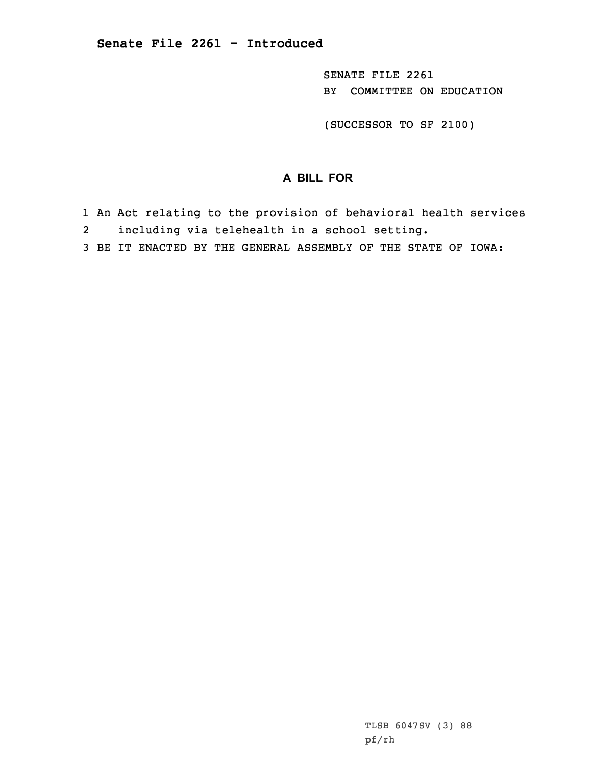**Senate File 2261 - Introduced**

SENATE FILE 2261
BY COMMITTEE ON EDUCATION

(SUCCESSOR TO SF 2100)

## A BILL FOR

1 An Act relating to the provision of behavioral health services
2 including via telehealth in a school setting.
3 BE IT ENACTED BY THE GENERAL ASSEMBLY OF THE STATE OF IOWA:

TLSB 6047SV (3) 88
pf/rh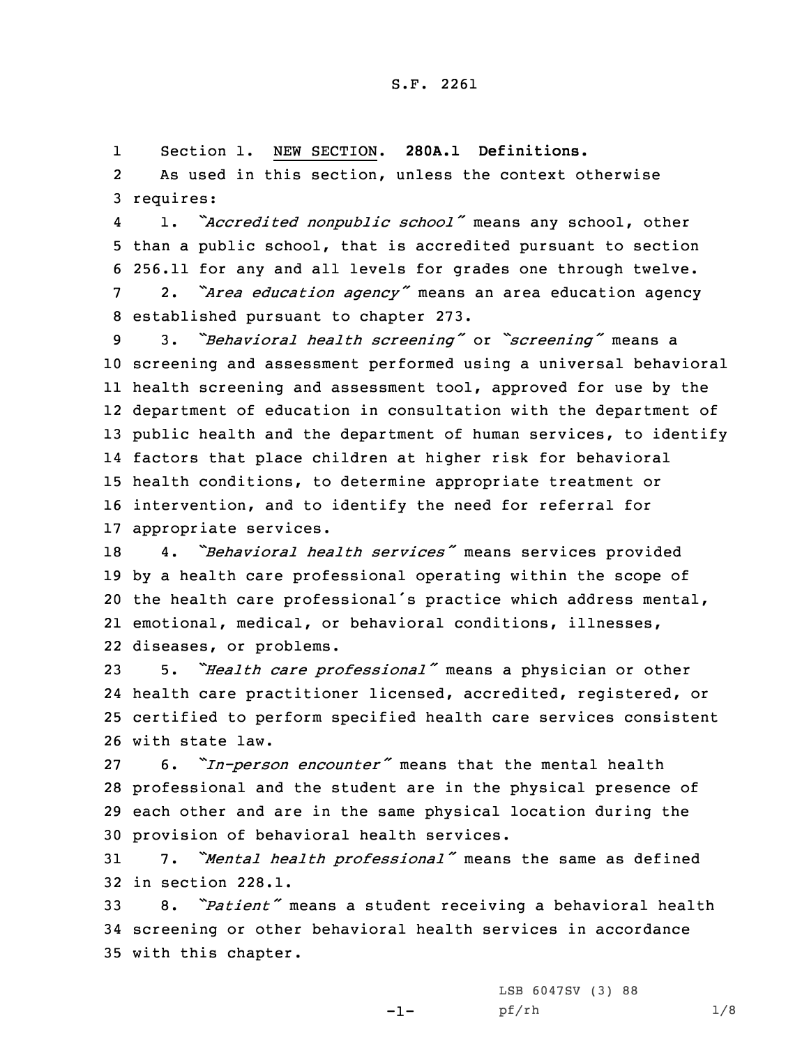S.F. 2261

Section 1. NEW SECTION. **280A.1 Definitions.**

As used in this section, unless the context otherwise requires:

1. *"Accredited nonpublic school"* means any school, other than a public school, that is accredited pursuant to section 256.11 for any and all levels for grades one through twelve.

2. *"Area education agency"* means an area education agency established pursuant to chapter 273.

3. *"Behavioral health screening"* or *"screening"* means a screening and assessment performed using a universal behavioral health screening and assessment tool, approved for use by the department of education in consultation with the department of public health and the department of human services, to identify factors that place children at higher risk for behavioral health conditions, to determine appropriate treatment or intervention, and to identify the need for referral for appropriate services.

4. *"Behavioral health services"* means services provided by a health care professional operating within the scope of the health care professional's practice which address mental, emotional, medical, or behavioral conditions, illnesses, diseases, or problems.

5. *"Health care professional"* means a physician or other health care practitioner licensed, accredited, registered, or certified to perform specified health care services consistent with state law.

6. *"In-person encounter"* means that the mental health professional and the student are in the physical presence of each other and are in the same physical location during the provision of behavioral health services.

7. *"Mental health professional"* means the same as defined in section 228.1.

8. *"Patient"* means a student receiving a behavioral health screening or other behavioral health services in accordance with this chapter.

LSB 6047SV (3) 88
pf/rh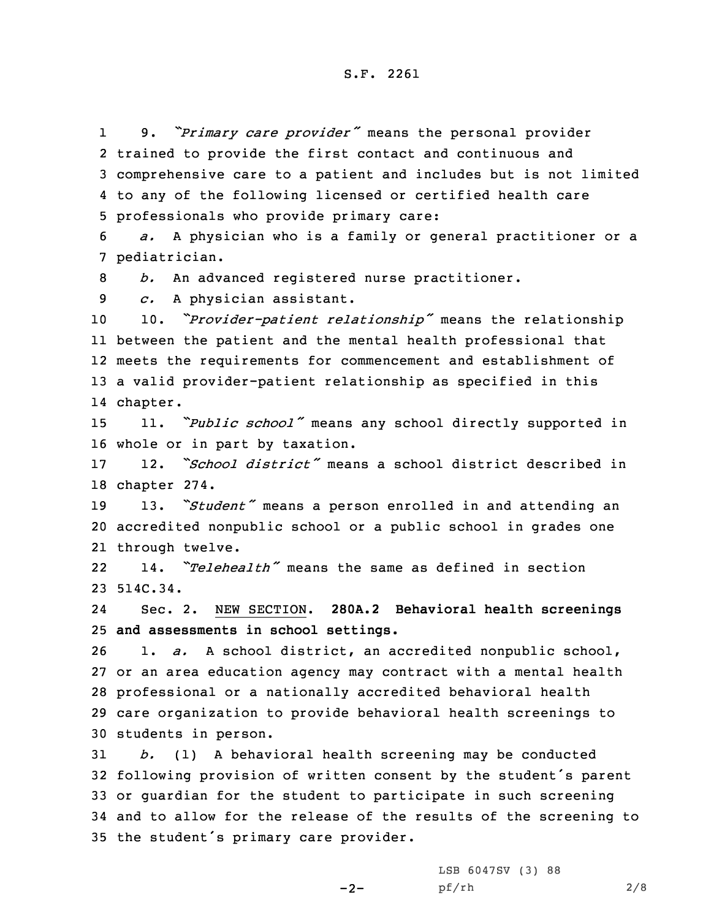9. *"Primary care provider"* means the personal provider trained to provide the first contact and continuous and comprehensive care to a patient and includes but is not limited to any of the following licensed or certified health care professionals who provide primary care:

*a.* A physician who is a family or general practitioner or a pediatrician.

*b.* An advanced registered nurse practitioner.

*c.* A physician assistant.

10. *"Provider-patient relationship"* means the relationship between the patient and the mental health professional that meets the requirements for commencement and establishment of a valid provider-patient relationship as specified in this chapter.

11. *"Public school"* means any school directly supported in whole or in part by taxation.

12. *"School district"* means a school district described in chapter 274.

13. *"Student"* means a person enrolled in and attending an accredited nonpublic school or a public school in grades one through twelve.

14. *"Telehealth"* means the same as defined in section 514C.34.

Sec. 2. NEW SECTION. **280A.2 Behavioral health screenings and assessments in school settings.**

1. *a.* A school district, an accredited nonpublic school, or an area education agency may contract with a mental health professional or a nationally accredited behavioral health care organization to provide behavioral health screenings to students in person.

*b.* (1) A behavioral health screening may be conducted following provision of written consent by the student's parent or guardian for the student to participate in such screening and to allow for the release of the results of the screening to the student's primary care provider.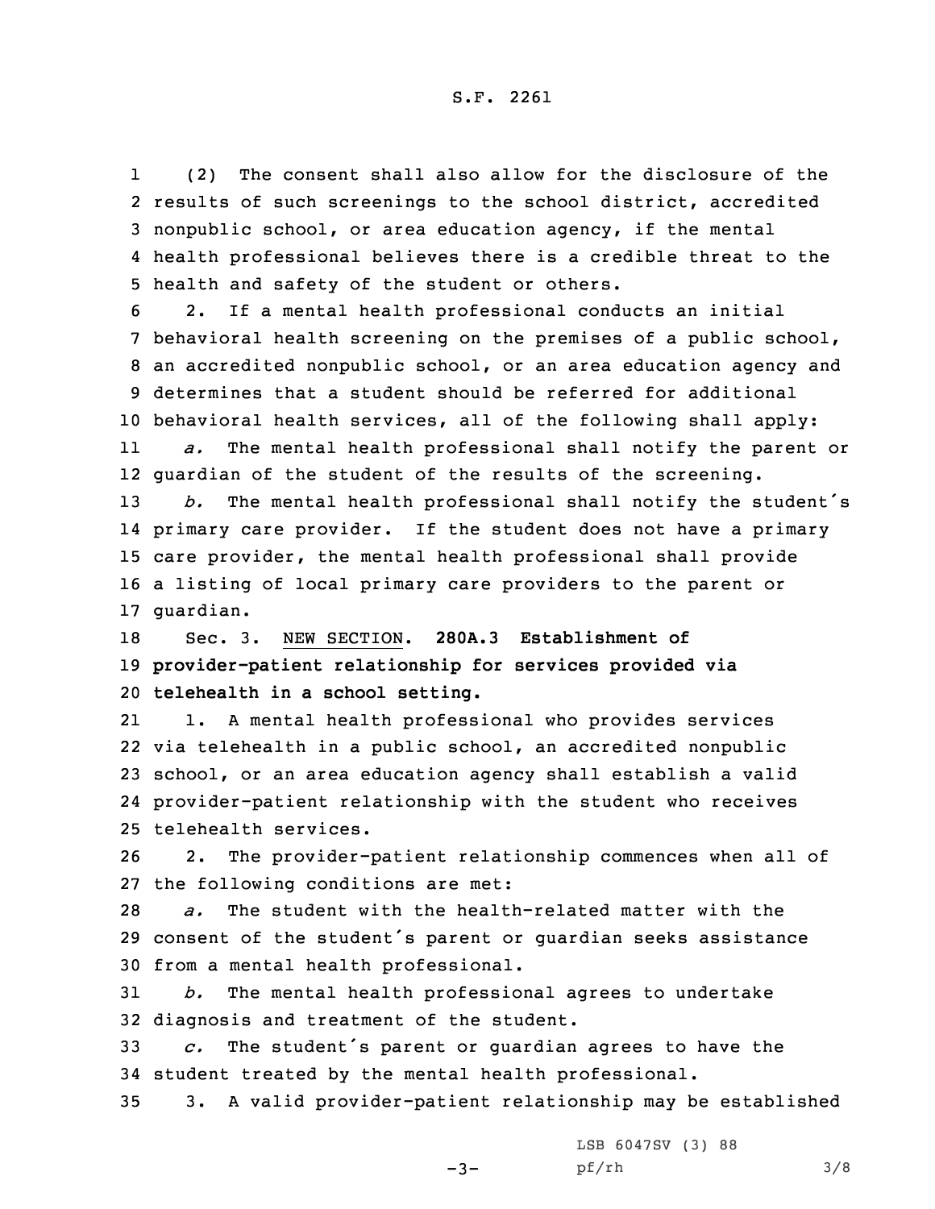(2) The consent shall also allow for the disclosure of the results of such screenings to the school district, accredited nonpublic school, or area education agency, if the mental health professional believes there is a credible threat to the health and safety of the student or others.

2. If a mental health professional conducts an initial behavioral health screening on the premises of a public school, an accredited nonpublic school, or an area education agency and determines that a student should be referred for additional behavioral health services, all of the following shall apply:

*a.* The mental health professional shall notify the parent or guardian of the student of the results of the screening.

*b.* The mental health professional shall notify the student's primary care provider. If the student does not have a primary care provider, the mental health professional shall provide a listing of local primary care providers to the parent or guardian.

Sec. 3. NEW SECTION. **280A.3 Establishment of provider-patient relationship for services provided via telehealth in a school setting.**

1. A mental health professional who provides services via telehealth in a public school, an accredited nonpublic school, or an area education agency shall establish a valid provider-patient relationship with the student who receives telehealth services.

2. The provider-patient relationship commences when all of the following conditions are met:

*a.* The student with the health-related matter with the consent of the student's parent or guardian seeks assistance from a mental health professional.

*b.* The mental health professional agrees to undertake diagnosis and treatment of the student.

*c.* The student's parent or guardian agrees to have the student treated by the mental health professional.

3. A valid provider-patient relationship may be established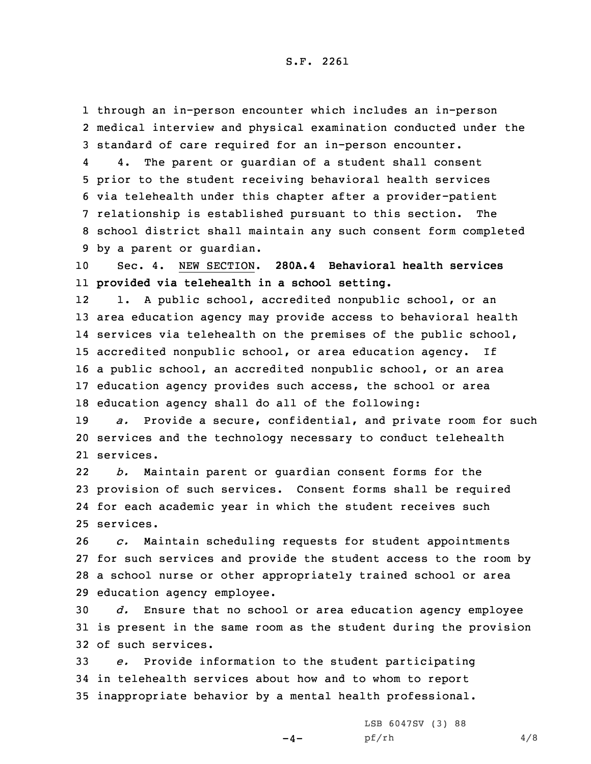through an in-person encounter which includes an in-person medical interview and physical examination conducted under the standard of care required for an in-person encounter.

4. The parent or guardian of a student shall consent prior to the student receiving behavioral health services via telehealth under this chapter after a provider-patient relationship is established pursuant to this section. The school district shall maintain any such consent form completed by a parent or guardian.

Sec. 4. NEW SECTION. **280A.4 Behavioral health services provided via telehealth in a school setting.**

1. A public school, accredited nonpublic school, or an area education agency may provide access to behavioral health services via telehealth on the premises of the public school, accredited nonpublic school, or area education agency. If a public school, an accredited nonpublic school, or an area education agency provides such access, the school or area education agency shall do all of the following:

*a.* Provide a secure, confidential, and private room for such services and the technology necessary to conduct telehealth services.

*b.* Maintain parent or guardian consent forms for the provision of such services. Consent forms shall be required for each academic year in which the student receives such services.

*c.* Maintain scheduling requests for student appointments for such services and provide the student access to the room by a school nurse or other appropriately trained school or area education agency employee.

*d.* Ensure that no school or area education agency employee is present in the same room as the student during the provision of such services.

*e.* Provide information to the student participating in telehealth services about how and to whom to report inappropriate behavior by a mental health professional.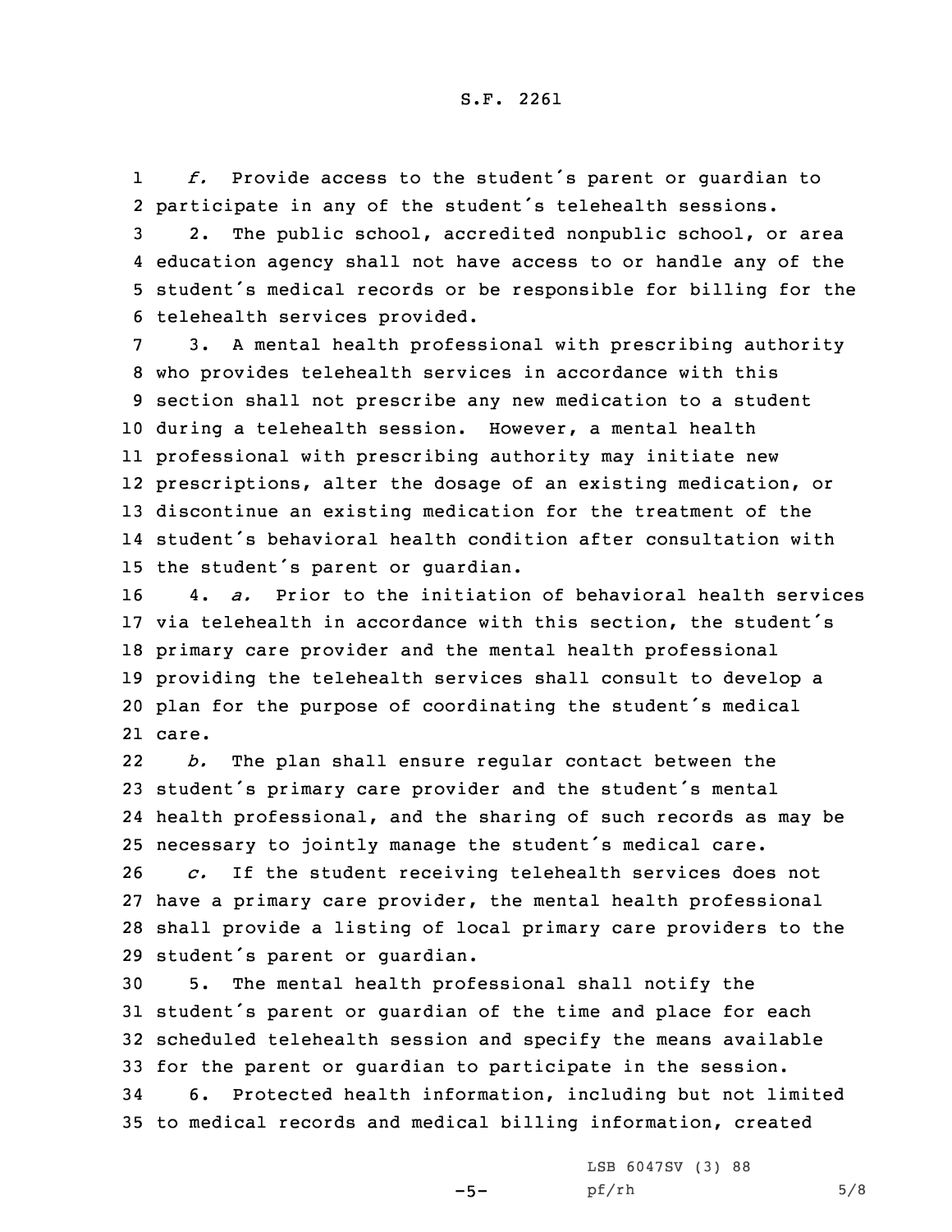*f.* Provide access to the student's parent or guardian to participate in any of the student's telehealth sessions.

2. The public school, accredited nonpublic school, or area education agency shall not have access to or handle any of the student's medical records or be responsible for billing for the telehealth services provided.

3. A mental health professional with prescribing authority who provides telehealth services in accordance with this section shall not prescribe any new medication to a student during a telehealth session. However, a mental health professional with prescribing authority may initiate new prescriptions, alter the dosage of an existing medication, or discontinue an existing medication for the treatment of the student's behavioral health condition after consultation with the student's parent or guardian.

4. *a.* Prior to the initiation of behavioral health services via telehealth in accordance with this section, the student's primary care provider and the mental health professional providing the telehealth services shall consult to develop a plan for the purpose of coordinating the student's medical care.

*b.* The plan shall ensure regular contact between the student's primary care provider and the student's mental health professional, and the sharing of such records as may be necessary to jointly manage the student's medical care.

*c.* If the student receiving telehealth services does not have a primary care provider, the mental health professional shall provide a listing of local primary care providers to the student's parent or guardian.

5. The mental health professional shall notify the student's parent or guardian of the time and place for each scheduled telehealth session and specify the means available for the parent or guardian to participate in the session.

6. Protected health information, including but not limited to medical records and medical billing information, created

LSB 6047SV (3) 88
pf/rh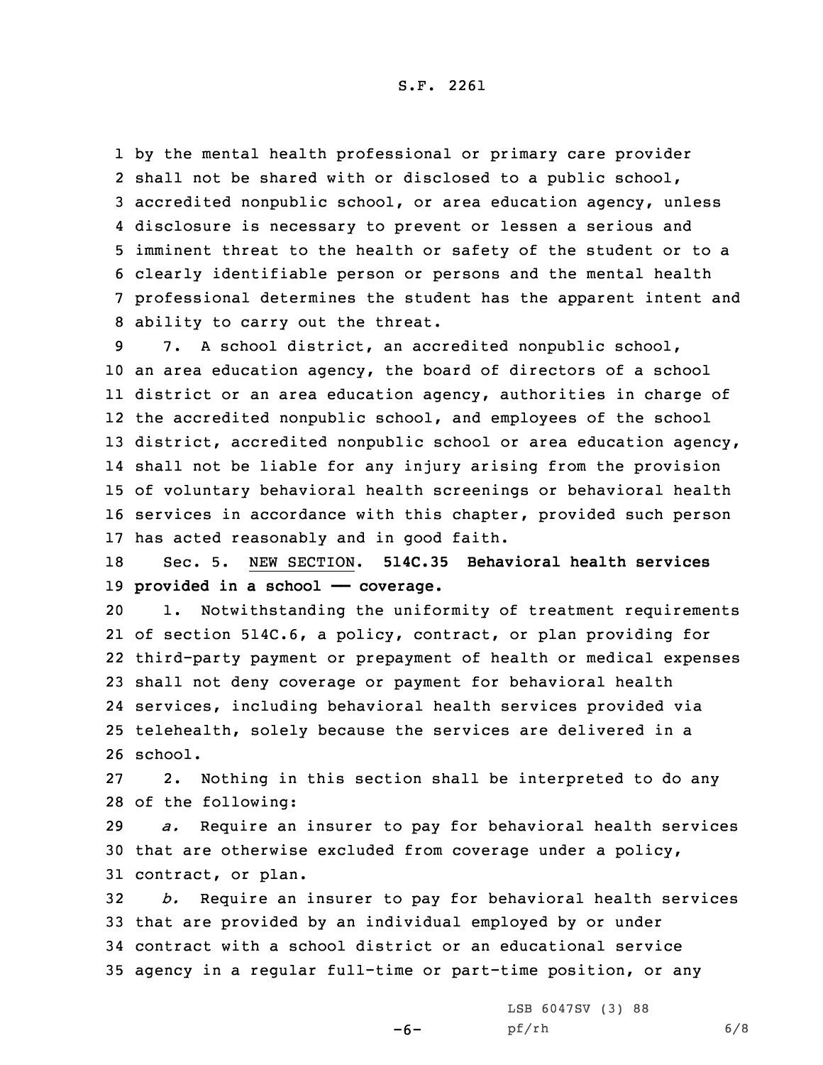by the mental health professional or primary care provider shall not be shared with or disclosed to a public school, accredited nonpublic school, or area education agency, unless disclosure is necessary to prevent or lessen a serious and imminent threat to the health or safety of the student or to a clearly identifiable person or persons and the mental health professional determines the student has the apparent intent and ability to carry out the threat.

7. A school district, an accredited nonpublic school, an area education agency, the board of directors of a school district or an area education agency, authorities in charge of the accredited nonpublic school, and employees of the school district, accredited nonpublic school or area education agency, shall not be liable for any injury arising from the provision of voluntary behavioral health screenings or behavioral health services in accordance with this chapter, provided such person has acted reasonably and in good faith.

Sec. 5. NEW SECTION. **514C.35 Behavioral health services provided in a school —— coverage.**

1. Notwithstanding the uniformity of treatment requirements of section 514C.6, a policy, contract, or plan providing for third-party payment or prepayment of health or medical expenses shall not deny coverage or payment for behavioral health services, including behavioral health services provided via telehealth, solely because the services are delivered in a school.

2. Nothing in this section shall be interpreted to do any of the following:

*a.* Require an insurer to pay for behavioral health services that are otherwise excluded from coverage under a policy, contract, or plan.

*b.* Require an insurer to pay for behavioral health services that are provided by an individual employed by or under contract with a school district or an educational service agency in a regular full-time or part-time position, or any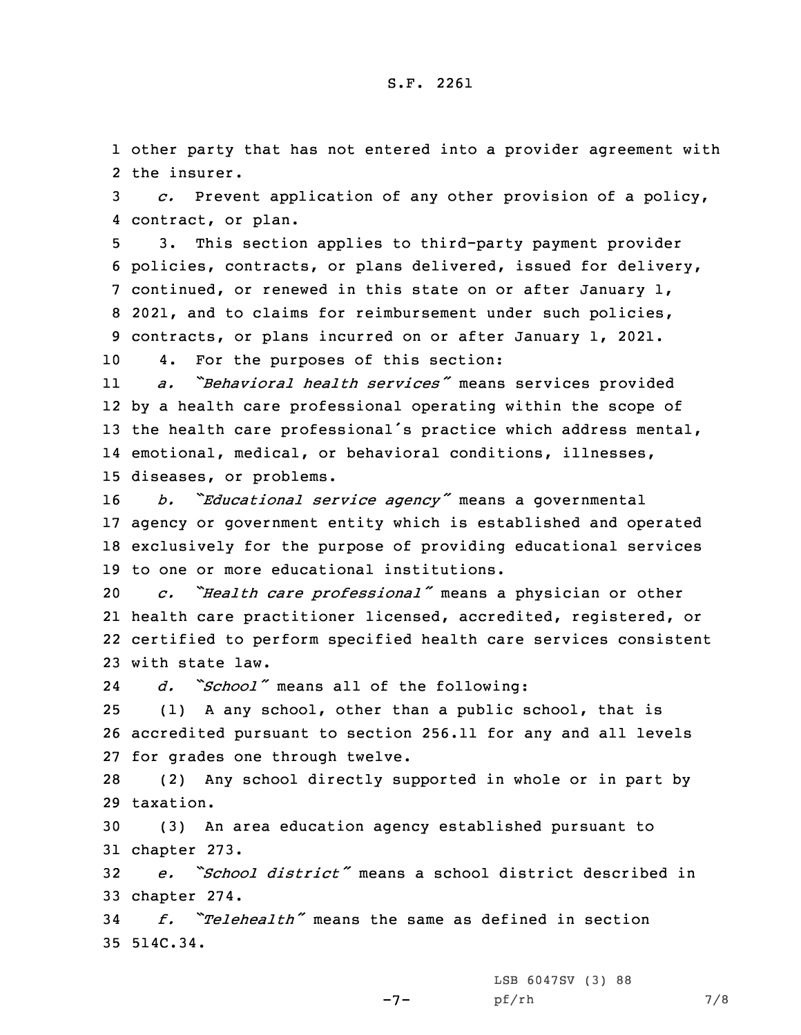other party that has not entered into a provider agreement with the insurer.

*c.* Prevent application of any other provision of a policy, contract, or plan.

3. This section applies to third-party payment provider policies, contracts, or plans delivered, issued for delivery, continued, or renewed in this state on or after January 1, 2021, and to claims for reimbursement under such policies, contracts, or plans incurred on or after January 1, 2021.

4. For the purposes of this section:

*a. "Behavioral health services"* means services provided by a health care professional operating within the scope of the health care professional's practice which address mental, emotional, medical, or behavioral conditions, illnesses, diseases, or problems.

*b. "Educational service agency"* means a governmental agency or government entity which is established and operated exclusively for the purpose of providing educational services to one or more educational institutions.

*c. "Health care professional"* means a physician or other health care practitioner licensed, accredited, registered, or certified to perform specified health care services consistent with state law.

*d. "School"* means all of the following:

(1) A any school, other than a public school, that is accredited pursuant to section 256.11 for any and all levels for grades one through twelve.

(2) Any school directly supported in whole or in part by taxation.

(3) An area education agency established pursuant to chapter 273.

*e. "School district"* means a school district described in chapter 274.

*f. "Telehealth"* means the same as defined in section 514C.34.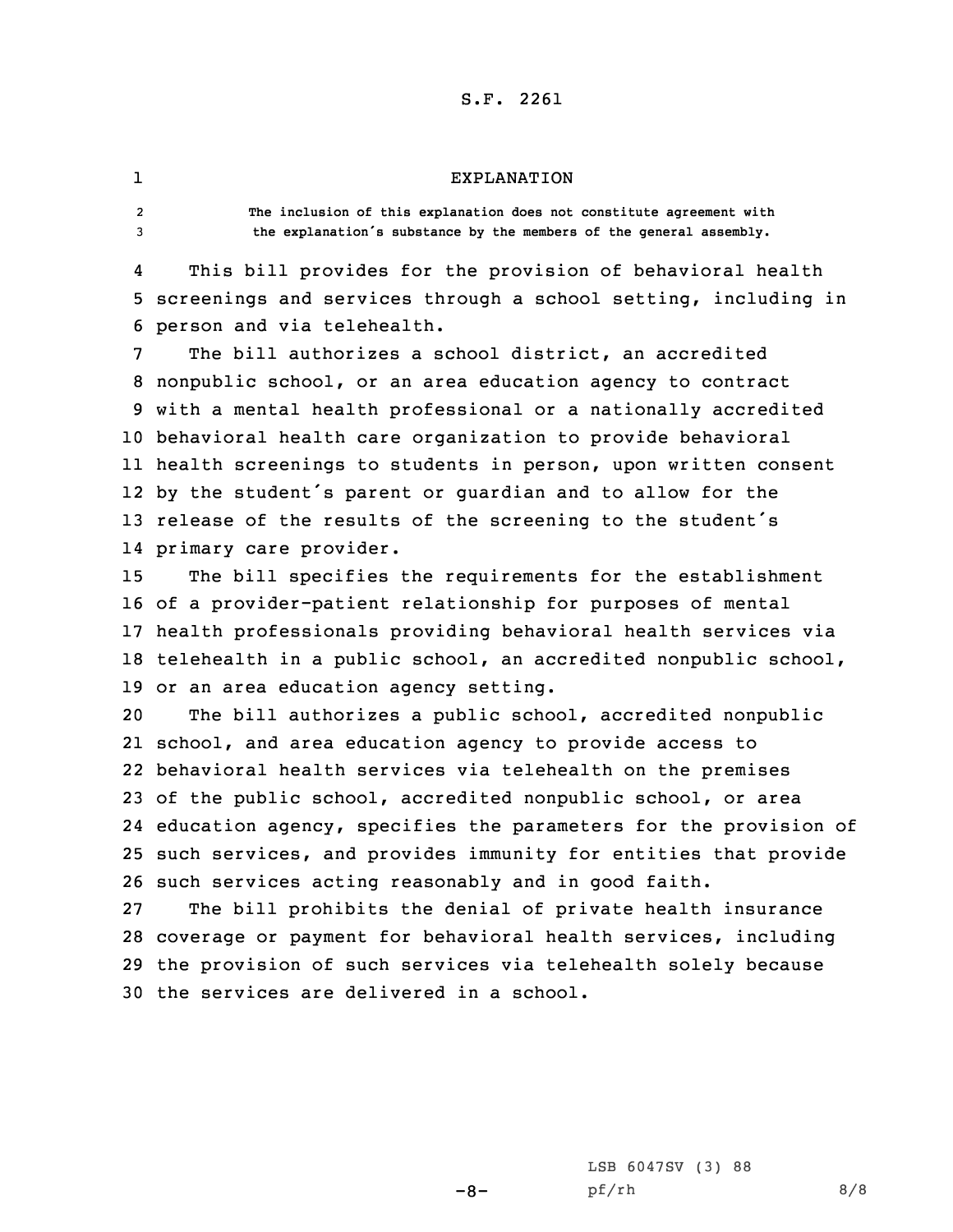# EXPLANATION

The inclusion of this explanation does not constitute agreement with the explanation's substance by the members of the general assembly.

This bill provides for the provision of behavioral health screenings and services through a school setting, including in person and via telehealth.

The bill authorizes a school district, an accredited nonpublic school, or an area education agency to contract with a mental health professional or a nationally accredited behavioral health care organization to provide behavioral health screenings to students in person, upon written consent by the student's parent or guardian and to allow for the release of the results of the screening to the student's primary care provider.

The bill specifies the requirements for the establishment of a provider-patient relationship for purposes of mental health professionals providing behavioral health services via telehealth in a public school, an accredited nonpublic school, or an area education agency setting.

The bill authorizes a public school, accredited nonpublic school, and area education agency to provide access to behavioral health services via telehealth on the premises of the public school, accredited nonpublic school, or area education agency, specifies the parameters for the provision of such services, and provides immunity for entities that provide such services acting reasonably and in good faith.

The bill prohibits the denial of private health insurance coverage or payment for behavioral health services, including the provision of such services via telehealth solely because the services are delivered in a school.